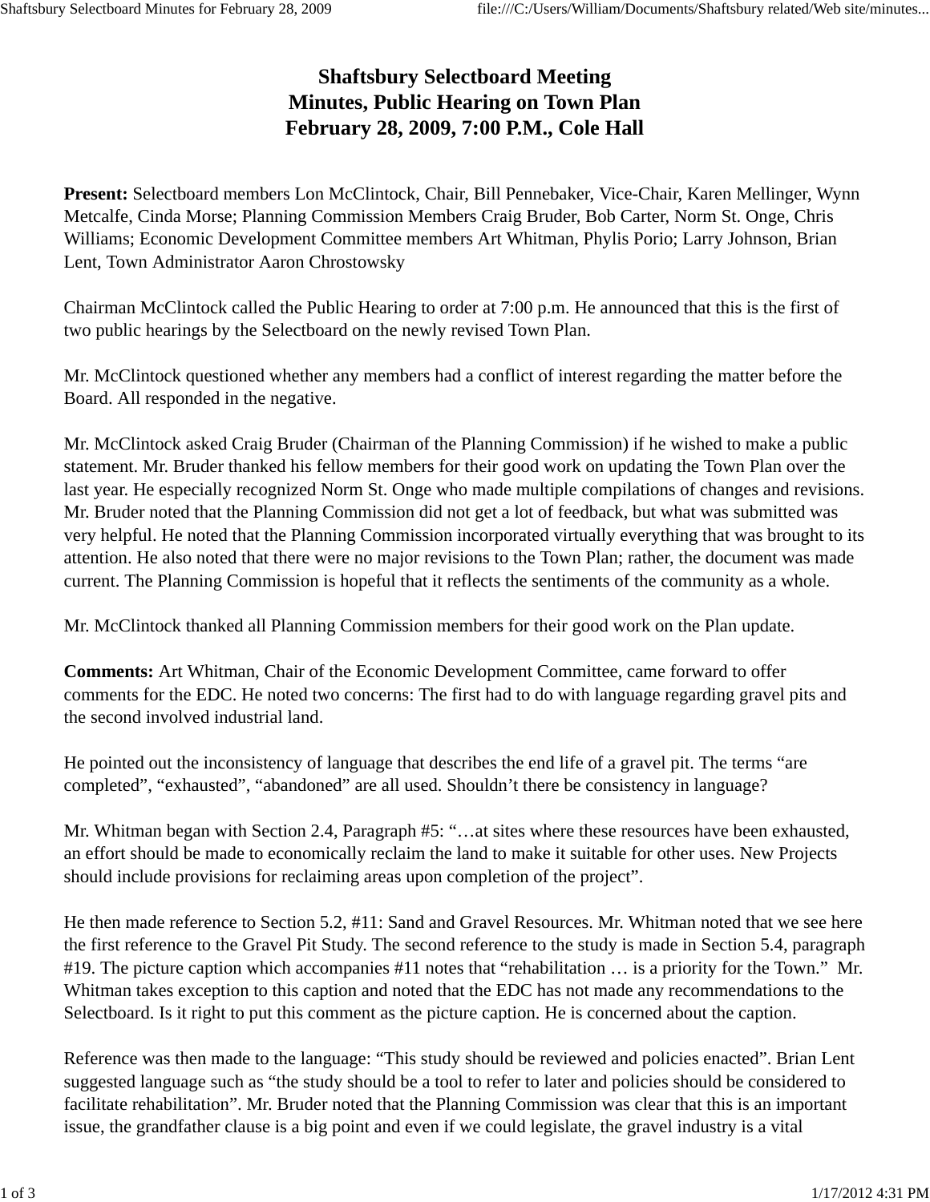# Shaftsbury Selectboard Meeting
# Minutes, Public Hearing on Town Plan
# February 28, 2009, 7:00 P.M., Cole Hall

**Present:** Selectboard members Lon McClintock, Chair, Bill Pennebaker, Vice-Chair, Karen Mellinger, Wynn Metcalfe, Cinda Morse; Planning Commission Members Craig Bruder, Bob Carter, Norm St. Onge, Chris Williams; Economic Development Committee members Art Whitman, Phylis Porio; Larry Johnson, Brian Lent, Town Administrator Aaron Chrostowsky

Chairman McClintock called the Public Hearing to order at 7:00 p.m. He announced that this is the first of two public hearings by the Selectboard on the newly revised Town Plan.

Mr. McClintock questioned whether any members had a conflict of interest regarding the matter before the Board. All responded in the negative.

Mr. McClintock asked Craig Bruder (Chairman of the Planning Commission) if he wished to make a public statement. Mr. Bruder thanked his fellow members for their good work on updating the Town Plan over the last year. He especially recognized Norm St. Onge who made multiple compilations of changes and revisions. Mr. Bruder noted that the Planning Commission did not get a lot of feedback, but what was submitted was very helpful. He noted that the Planning Commission incorporated virtually everything that was brought to its attention. He also noted that there were no major revisions to the Town Plan; rather, the document was made current. The Planning Commission is hopeful that it reflects the sentiments of the community as a whole.

Mr. McClintock thanked all Planning Commission members for their good work on the Plan update.

**Comments:** Art Whitman, Chair of the Economic Development Committee, came forward to offer comments for the EDC. He noted two concerns: The first had to do with language regarding gravel pits and the second involved industrial land.

He pointed out the inconsistency of language that describes the end life of a gravel pit. The terms "are completed", "exhausted", "abandoned" are all used. Shouldn't there be consistency in language?

Mr. Whitman began with Section 2.4, Paragraph #5: "…at sites where these resources have been exhausted, an effort should be made to economically reclaim the land to make it suitable for other uses. New Projects should include provisions for reclaiming areas upon completion of the project".

He then made reference to Section 5.2, #11: Sand and Gravel Resources. Mr. Whitman noted that we see here the first reference to the Gravel Pit Study. The second reference to the study is made in Section 5.4, paragraph #19. The picture caption which accompanies #11 notes that "rehabilitation … is a priority for the Town." Mr. Whitman takes exception to this caption and noted that the EDC has not made any recommendations to the Selectboard. Is it right to put this comment as the picture caption. He is concerned about the caption.

Reference was then made to the language: "This study should be reviewed and policies enacted". Brian Lent suggested language such as "the study should be a tool to refer to later and policies should be considered to facilitate rehabilitation". Mr. Bruder noted that the Planning Commission was clear that this is an important issue, the grandfather clause is a big point and even if we could legislate, the gravel industry is a vital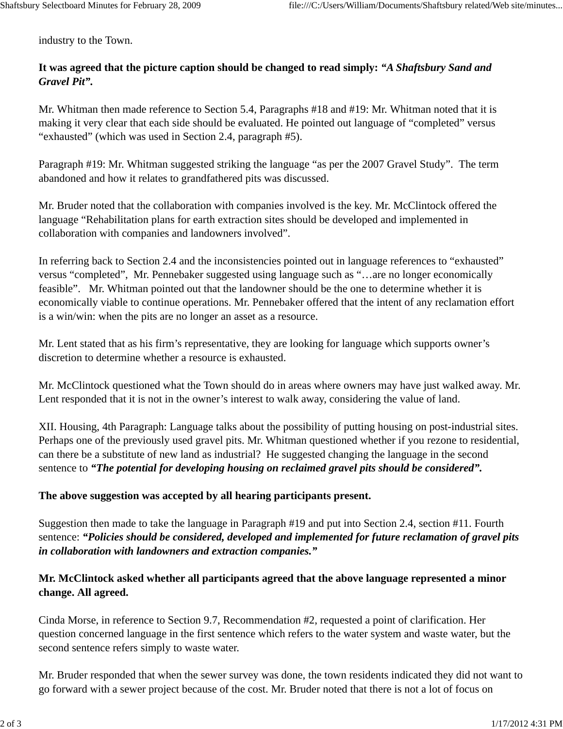industry to the Town.

**It was agreed that the picture caption should be changed to read simply: *"A Shaftsbury Sand and Gravel Pit".***

Mr. Whitman then made reference to Section 5.4, Paragraphs #18 and #19: Mr. Whitman noted that it is making it very clear that each side should be evaluated. He pointed out language of "completed" versus "exhausted" (which was used in Section 2.4, paragraph #5).

Paragraph #19: Mr. Whitman suggested striking the language "as per the 2007 Gravel Study". The term abandoned and how it relates to grandfathered pits was discussed.

Mr. Bruder noted that the collaboration with companies involved is the key. Mr. McClintock offered the language "Rehabilitation plans for earth extraction sites should be developed and implemented in collaboration with companies and landowners involved".

In referring back to Section 2.4 and the inconsistencies pointed out in language references to "exhausted" versus "completed", Mr. Pennebaker suggested using language such as "…are no longer economically feasible". Mr. Whitman pointed out that the landowner should be the one to determine whether it is economically viable to continue operations. Mr. Pennebaker offered that the intent of any reclamation effort is a win/win: when the pits are no longer an asset as a resource.

Mr. Lent stated that as his firm's representative, they are looking for language which supports owner's discretion to determine whether a resource is exhausted.

Mr. McClintock questioned what the Town should do in areas where owners may have just walked away. Mr. Lent responded that it is not in the owner's interest to walk away, considering the value of land.

XII. Housing, 4th Paragraph: Language talks about the possibility of putting housing on post-industrial sites. Perhaps one of the previously used gravel pits. Mr. Whitman questioned whether if you rezone to residential, can there be a substitute of new land as industrial? He suggested changing the language in the second sentence to ***"The potential for developing housing on reclaimed gravel pits should be considered".***

**The above suggestion was accepted by all hearing participants present.**

Suggestion then made to take the language in Paragraph #19 and put into Section 2.4, section #11. Fourth sentence: ***"Policies should be considered, developed and implemented for future reclamation of gravel pits in collaboration with landowners and extraction companies."***

**Mr. McClintock asked whether all participants agreed that the above language represented a minor change. All agreed.**

Cinda Morse, in reference to Section 9.7, Recommendation #2, requested a point of clarification. Her question concerned language in the first sentence which refers to the water system and waste water, but the second sentence refers simply to waste water.

Mr. Bruder responded that when the sewer survey was done, the town residents indicated they did not want to go forward with a sewer project because of the cost. Mr. Bruder noted that there is not a lot of focus on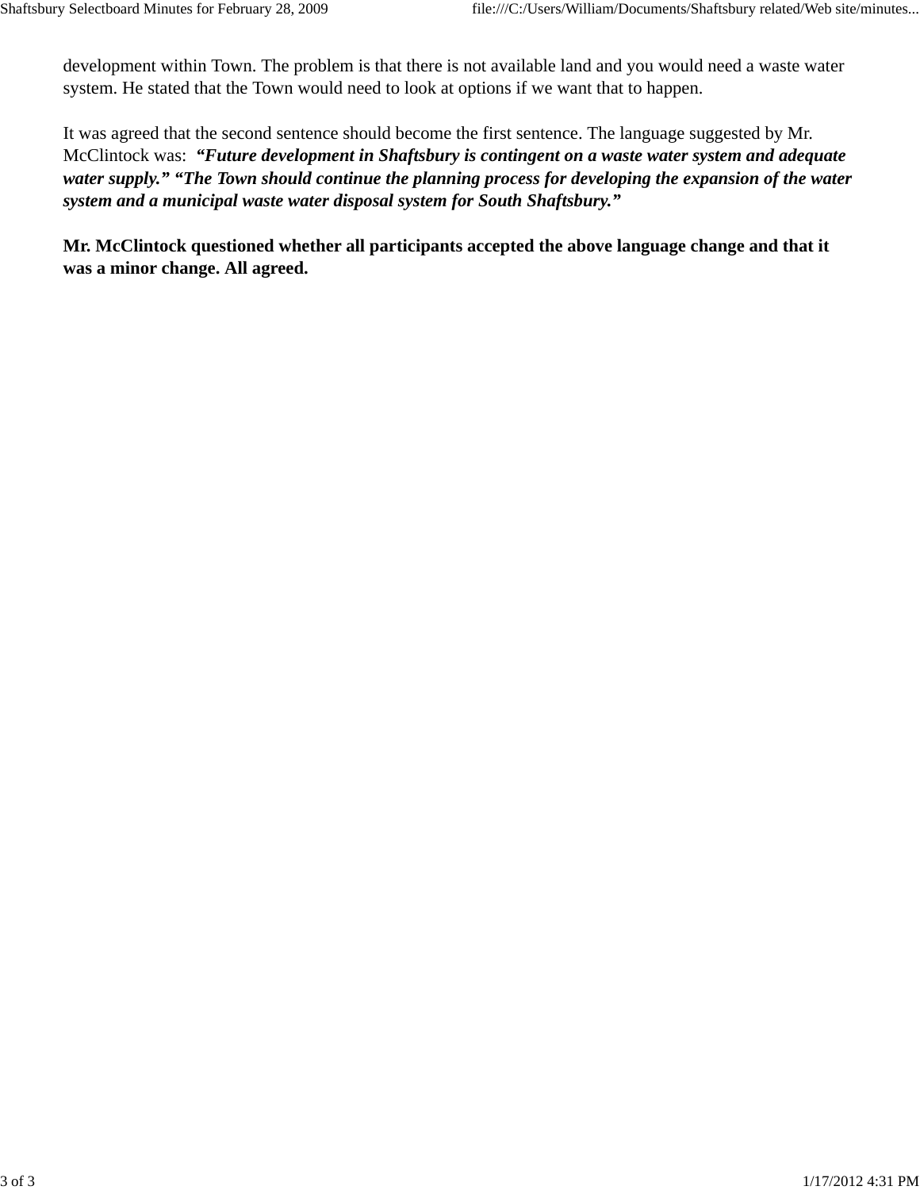development within Town. The problem is that there is not available land and you would need a waste water system. He stated that the Town would need to look at options if we want that to happen.

It was agreed that the second sentence should become the first sentence. The language suggested by Mr. McClintock was: ***"Future development in Shaftsbury is contingent on a waste water system and adequate water supply." "The Town should continue the planning process for developing the expansion of the water system and a municipal waste water disposal system for South Shaftsbury."***

**Mr. McClintock questioned whether all participants accepted the above language change and that it was a minor change. All agreed.**